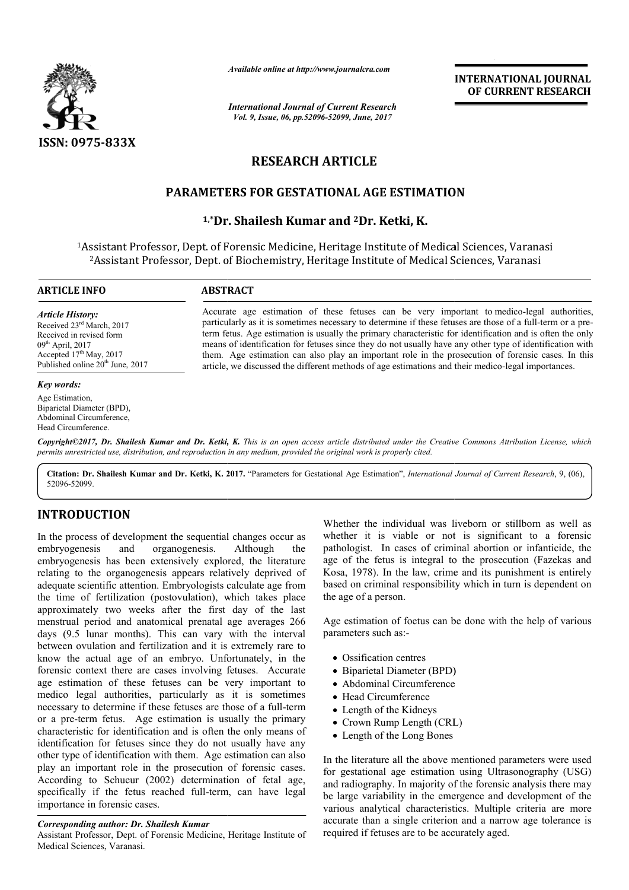ISSN: 0975-833X

*Available online at http://www.journalcra.com*

*International Journal of Current Research*
*Vol. 9, Issue, 06, pp.52096-52099, June, 2017*

**INTERNATIONAL JOURNAL OF CURRENT RESEARCH**

## RESEARCH ARTICLE

# PARAMETERS FOR GESTATIONAL AGE ESTIMATION

**[1,*]Dr. Shailesh Kumar and [2]Dr. Ketki, K.**

[1]Assistant Professor, Dept. of Forensic Medicine, Heritage Institute of Medical Sciences, Varanasi
[2]Assistant Professor, Dept. of Biochemistry, Heritage Institute of Medical Sciences, Varanasi

**ARTICLE INFO**

*Article History:*
Received 23rd March, 2017
Received in revised form 09th April, 2017
Accepted 17th May, 2017
Published online 20th June, 2017

*Key words:*
Age Estimation,
Biparietal Diameter (BPD),
Abdominal Circumference,
Head Circumference.

**ABSTRACT**

Accurate age estimation of these fetuses can be very important to medico-legal authorities, particularly as it is sometimes necessary to determine if these fetuses are those of a full-term or a pre-term fetus. Age estimation is usually the primary characteristic for identification and is often the only means of identification for fetuses since they do not usually have any other type of identification with them. Age estimation can also play an important role in the prosecution of forensic cases. In this article, we discussed the different methods of age estimations and their medico-legal importances.

*Copyright©2017, Dr. Shailesh Kumar and Dr. Ketki, K. This is an open access article distributed under the Creative Commons Attribution License, which permits unrestricted use, distribution, and reproduction in any medium, provided the original work is properly cited.*

**Citation: Dr. Shailesh Kumar and Dr. Ketki, K. 2017.** "Parameters for Gestational Age Estimation", *International Journal of Current Research*, 9, (06), 52096-52099.

## INTRODUCTION

In the process of development the sequential changes occur as embryogenesis and organogenesis. Although the embryogenesis has been extensively explored, the literature relating to the organogenesis appears relatively deprived of adequate scientific attention. Embryologists calculate age from the time of fertilization (postovulation), which takes place approximately two weeks after the first day of the last menstrual period and anatomical prenatal age averages 266 days (9.5 lunar months). This can vary with the interval between ovulation and fertilization and it is extremely rare to know the actual age of an embryo. Unfortunately, in the forensic context there are cases involving fetuses. Accurate age estimation of these fetuses can be very important to medico legal authorities, particularly as it is sometimes necessary to determine if these fetuses are those of a full-term or a pre-term fetus. Age estimation is usually the primary characteristic for identification and is often the only means of identification for fetuses since they do not usually have any other type of identification with them. Age estimation can also play an important role in the prosecution of forensic cases. According to Schueur (2002) determination of fetal age, specifically if the fetus reached full-term, can have legal importance in forensic cases.

*Corresponding author: Dr. Shailesh Kumar*
Assistant Professor, Dept. of Forensic Medicine, Heritage Institute of Medical Sciences, Varanasi.

Whether the individual was liveborn or stillborn as well as whether it is viable or not is significant to a forensic pathologist. In cases of criminal abortion or infanticide, the age of the fetus is integral to the prosecution (Fazekas and Kosa, 1978). In the law, crime and its punishment is entirely based on criminal responsibility which in turn is dependent on the age of a person.

Age estimation of foetus can be done with the help of various parameters such as:-

- Ossification centres
- Biparietal Diameter (BPD)
- Abdominal Circumference
- Head Circumference
- Length of the Kidneys
- Crown Rump Length (CRL)
- Length of the Long Bones

In the literature all the above mentioned parameters were used for gestational age estimation using Ultrasonography (USG) and radiography. In majority of the forensic analysis there may be large variability in the emergence and development of the various analytical characteristics. Multiple criteria are more accurate than a single criterion and a narrow age tolerance is required if fetuses are to be accurately aged.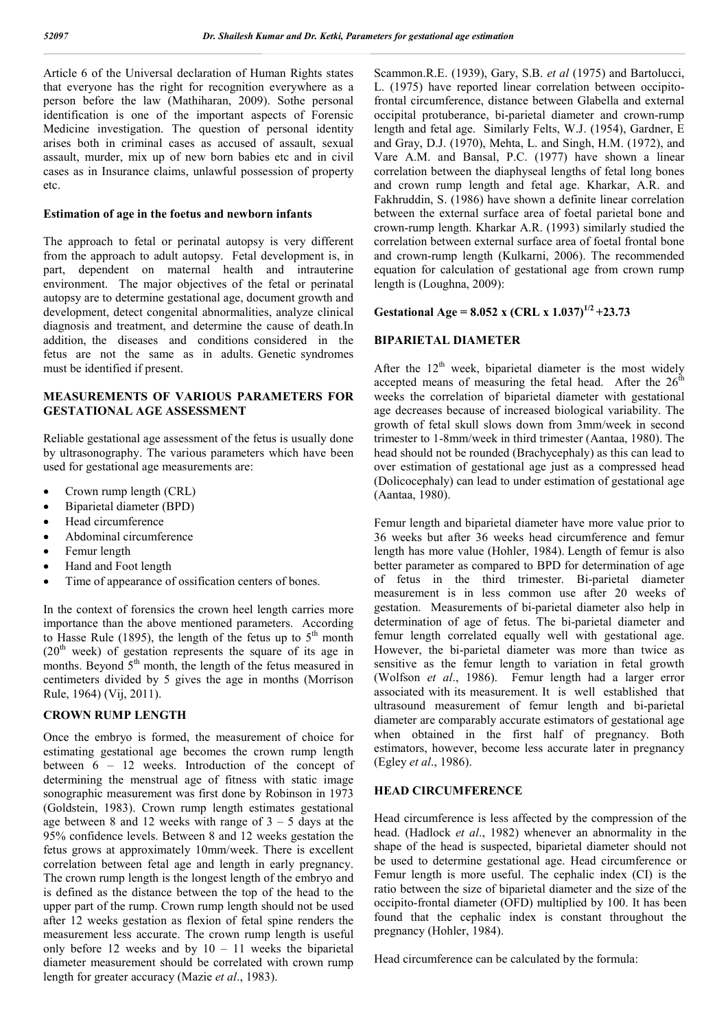Article 6 of the Universal declaration of Human Rights states that everyone has the right for recognition everywhere as a person before the law (Mathiharan, 2009). Sothe personal identification is one of the important aspects of Forensic Medicine investigation. The question of personal identity arises both in criminal cases as accused of assault, sexual assault, murder, mix up of new born babies etc and in civil cases as in Insurance claims, unlawful possession of property etc.

### Estimation of age in the foetus and newborn infants

The approach to fetal or perinatal autopsy is very different from the approach to adult autopsy. Fetal development is, in part, dependent on maternal health and intrauterine environment. The major objectives of the fetal or perinatal autopsy are to determine gestational age, document growth and development, detect congenital abnormalities, analyze clinical diagnosis and treatment, and determine the cause of death.In addition, the diseases and conditions considered in the fetus are not the same as in adults. Genetic syndromes must be identified if present.

## MEASUREMENTS OF VARIOUS PARAMETERS FOR GESTATIONAL AGE ASSESSMENT

Reliable gestational age assessment of the fetus is usually done by ultrasonography. The various parameters which have been used for gestational age measurements are:

- Crown rump length (CRL)
- Biparietal diameter (BPD)
- Head circumference
- Abdominal circumference
- Femur length
- Hand and Foot length
- Time of appearance of ossification centers of bones.

In the context of forensics the crown heel length carries more importance than the above mentioned parameters. According to Hasse Rule (1895), the length of the fetus up to 5[th] month (20[th] week) of gestation represents the square of its age in months. Beyond 5[th] month, the length of the fetus measured in centimeters divided by 5 gives the age in months (Morrison Rule, 1964) (Vij, 2011).

## CROWN RUMP LENGTH

Once the embryo is formed, the measurement of choice for estimating gestational age becomes the crown rump length between 6 – 12 weeks. Introduction of the concept of determining the menstrual age of fitness with static image sonographic measurement was first done by Robinson in 1973 (Goldstein, 1983). Crown rump length estimates gestational age between 8 and 12 weeks with range of 3 – 5 days at the 95% confidence levels. Between 8 and 12 weeks gestation the fetus grows at approximately 10mm/week. There is excellent correlation between fetal age and length in early pregnancy. The crown rump length is the longest length of the embryo and is defined as the distance between the top of the head to the upper part of the rump. Crown rump length should not be used after 12 weeks gestation as flexion of fetal spine renders the measurement less accurate. The crown rump length is useful only before 12 weeks and by 10 – 11 weeks the biparietal diameter measurement should be correlated with crown rump length for greater accuracy (Mazie *et al*., 1983).

Scammon.R.E. (1939), Gary, S.B. *et al* (1975) and Bartolucci, L. (1975) have reported linear correlation between occipito-frontal circumference, distance between Glabella and external occipital protuberance, bi-parietal diameter and crown-rump length and fetal age. Similarly Felts, W.J. (1954), Gardner, E and Gray, D.J. (1970), Mehta, L. and Singh, H.M. (1972), and Vare A.M. and Bansal, P.C. (1977) have shown a linear correlation between the diaphyseal lengths of fetal long bones and crown rump length and fetal age. Kharkar, A.R. and Fakhruddin, S. (1986) have shown a definite linear correlation between the external surface area of foetal parietal bone and crown-rump length. Kharkar A.R. (1993) similarly studied the correlation between external surface area of foetal frontal bone and crown-rump length (Kulkarni, 2006). The recommended equation for calculation of gestational age from crown rump length is (Loughna, 2009):

**Gestational Age = $8.052 \times (CRL \times 1.037)^{1/2} + 23.73$**

## BIPARIETAL DIAMETER

After the 12[th] week, biparietal diameter is the most widely accepted means of measuring the fetal head. After the 26[th] weeks the correlation of biparietal diameter with gestational age decreases because of increased biological variability. The growth of fetal skull slows down from 3mm/week in second trimester to 1-8mm/week in third trimester (Aantaa, 1980). The head should not be rounded (Brachycephaly) as this can lead to over estimation of gestational age just as a compressed head (Dolicocephaly) can lead to under estimation of gestational age (Aantaa, 1980).

Femur length and biparietal diameter have more value prior to 36 weeks but after 36 weeks head circumference and femur length has more value (Hohler, 1984). Length of femur is also better parameter as compared to BPD for determination of age of fetus in the third trimester. Bi-parietal diameter measurement is in less common use after 20 weeks of gestation. Measurements of bi-parietal diameter also help in determination of age of fetus. The bi-parietal diameter and femur length correlated equally well with gestational age. However, the bi-parietal diameter was more than twice as sensitive as the femur length to variation in fetal growth (Wolfson *et al*., 1986). Femur length had a larger error associated with its measurement. It is well established that ultrasound measurement of femur length and bi-parietal diameter are comparably accurate estimators of gestational age when obtained in the first half of pregnancy. Both estimators, however, become less accurate later in pregnancy (Egley *et al*., 1986).

## HEAD CIRCUMFERENCE

Head circumference is less affected by the compression of the head. (Hadlock *et al*., 1982) whenever an abnormality in the shape of the head is suspected, biparietal diameter should not be used to determine gestational age. Head circumference or Femur length is more useful. The cephalic index (CI) is the ratio between the size of biparietal diameter and the size of the occipito-frontal diameter (OFD) multiplied by 100. It has been found that the cephalic index is constant throughout the pregnancy (Hohler, 1984).

Head circumference can be calculated by the formula: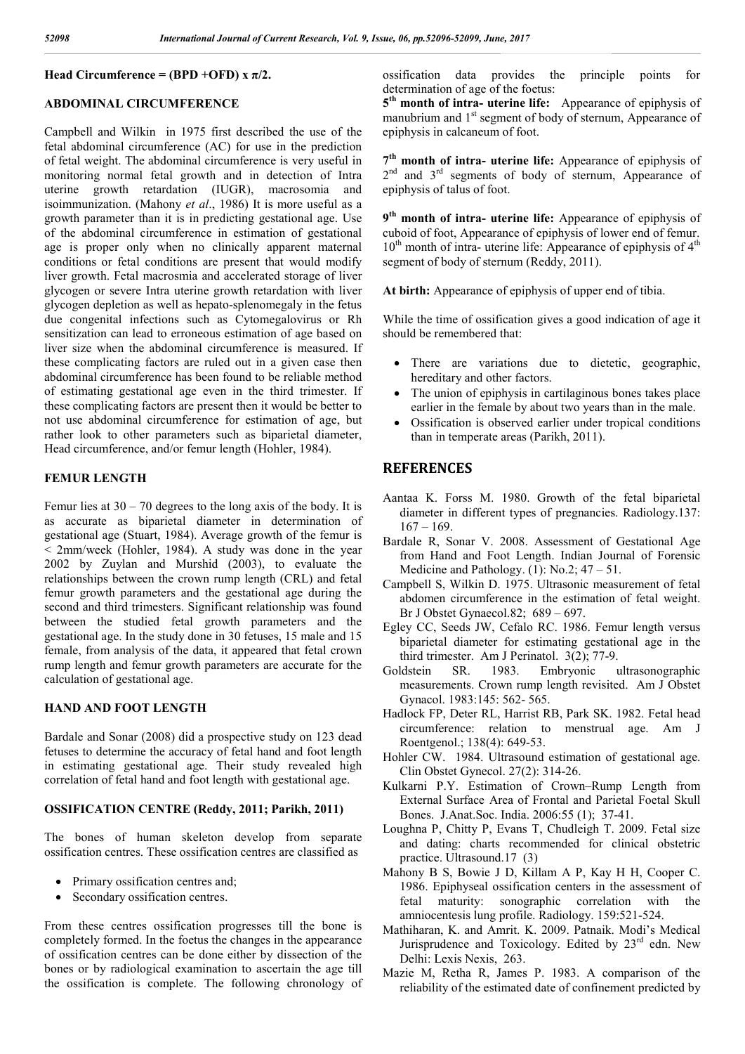**Head Circumference = (BPD +OFD) x π/2.**

## ABDOMINAL CIRCUMFERENCE

Campbell and Wilkin in 1975 first described the use of the fetal abdominal circumference (AC) for use in the prediction of fetal weight. The abdominal circumference is very useful in monitoring normal fetal growth and in detection of Intra uterine growth retardation (IUGR), macrosomia and isoimmunization. (Mahony *et al*., 1986) It is more useful as a growth parameter than it is in predicting gestational age. Use of the abdominal circumference in estimation of gestational age is proper only when no clinically apparent maternal conditions or fetal conditions are present that would modify liver growth. Fetal macrosmia and accelerated storage of liver glycogen or severe Intra uterine growth retardation with liver glycogen depletion as well as hepato-splenomegaly in the fetus due congenital infections such as Cytomegalovirus or Rh sensitization can lead to erroneous estimation of age based on liver size when the abdominal circumference is measured. If these complicating factors are ruled out in a given case then abdominal circumference has been found to be reliable method of estimating gestational age even in the third trimester. If these complicating factors are present then it would be better to not use abdominal circumference for estimation of age, but rather look to other parameters such as biparietal diameter, Head circumference, and/or femur length (Hohler, 1984).

## FEMUR LENGTH

Femur lies at 30 – 70 degrees to the long axis of the body. It is as accurate as biparietal diameter in determination of gestational age (Stuart, 1984). Average growth of the femur is < 2mm/week (Hohler, 1984). A study was done in the year 2002 by Zuylan and Murshid (2003), to evaluate the relationships between the crown rump length (CRL) and fetal femur growth parameters and the gestational age during the second and third trimesters. Significant relationship was found between the studied fetal growth parameters and the gestational age. In the study done in 30 fetuses, 15 male and 15 female, from analysis of the data, it appeared that fetal crown rump length and femur growth parameters are accurate for the calculation of gestational age.

## HAND AND FOOT LENGTH

Bardale and Sonar (2008) did a prospective study on 123 dead fetuses to determine the accuracy of fetal hand and foot length in estimating gestational age. Their study revealed high correlation of fetal hand and foot length with gestational age.

## OSSIFICATION CENTRE (Reddy, 2011; Parikh, 2011)

The bones of human skeleton develop from separate ossification centres. These ossification centres are classified as

- Primary ossification centres and;
- Secondary ossification centres.

From these centres ossification progresses till the bone is completely formed. In the foetus the changes in the appearance of ossification centres can be done either by dissection of the bones or by radiological examination to ascertain the age till the ossification is complete. The following chronology of ossification data provides the principle points for determination of age of the foetus:

**5th month of intra- uterine life:** Appearance of epiphysis of manubrium and 1st segment of body of sternum, Appearance of epiphysis in calcaneum of foot.

**7th month of intra- uterine life:** Appearance of epiphysis of 2nd and 3rd segments of body of sternum, Appearance of epiphysis of talus of foot.

**9th month of intra- uterine life:** Appearance of epiphysis of cuboid of foot, Appearance of epiphysis of lower end of femur. 10th month of intra- uterine life: Appearance of epiphysis of 4th segment of body of sternum (Reddy, 2011).

**At birth:** Appearance of epiphysis of upper end of tibia.

While the time of ossification gives a good indication of age it should be remembered that:

- There are variations due to dietetic, geographic, hereditary and other factors.
- The union of epiphysis in cartilaginous bones takes place earlier in the female by about two years than in the male.
- Ossification is observed earlier under tropical conditions than in temperate areas (Parikh, 2011).

# REFERENCES

Aantaa K. Forss M. 1980. Growth of the fetal biparietal diameter in different types of pregnancies. Radiology.137: 167 – 169.

Bardale R, Sonar V. 2008. Assessment of Gestational Age from Hand and Foot Length. Indian Journal of Forensic Medicine and Pathology. (1): No.2; 47 – 51.

Campbell S, Wilkin D. 1975. Ultrasonic measurement of fetal abdomen circumference in the estimation of fetal weight. Br J Obstet Gynaecol.82; 689 – 697.

Egley CC, Seeds JW, Cefalo RC. 1986. Femur length versus biparietal diameter for estimating gestational age in the third trimester. Am J Perinatol. 3(2); 77-9.

Goldstein SR. 1983. Embryonic ultrasonographic measurements. Crown rump length revisited. Am J Obstet Gynacol. 1983:145: 562- 565.

Hadlock FP, Deter RL, Harrist RB, Park SK. 1982. Fetal head circumference: relation to menstrual age. Am J Roentgenol.; 138(4): 649-53.

Hohler CW. 1984. Ultrasound estimation of gestational age. Clin Obstet Gynecol. 27(2): 314-26.

Kulkarni P.Y. Estimation of Crown–Rump Length from External Surface Area of Frontal and Parietal Foetal Skull Bones. J.Anat.Soc. India. 2006:55 (1); 37-41.

Loughna P, Chitty P, Evans T, Chudleigh T. 2009. Fetal size and dating: charts recommended for clinical obstetric practice. Ultrasound.17 (3)

Mahony B S, Bowie J D, Killam A P, Kay H H, Cooper C. 1986. Epiphyseal ossification centers in the assessment of fetal maturity: sonographic correlation with the amniocentesis lung profile. Radiology. 159:521-524.

Mathiharan, K. and Amrit. K. 2009. Patnaik. Modi's Medical Jurisprudence and Toxicology. Edited by 23rd edn. New Delhi: Lexis Nexis, 263.

Mazie M, Retha R, James P. 1983. A comparison of the reliability of the estimated date of confinement predicted by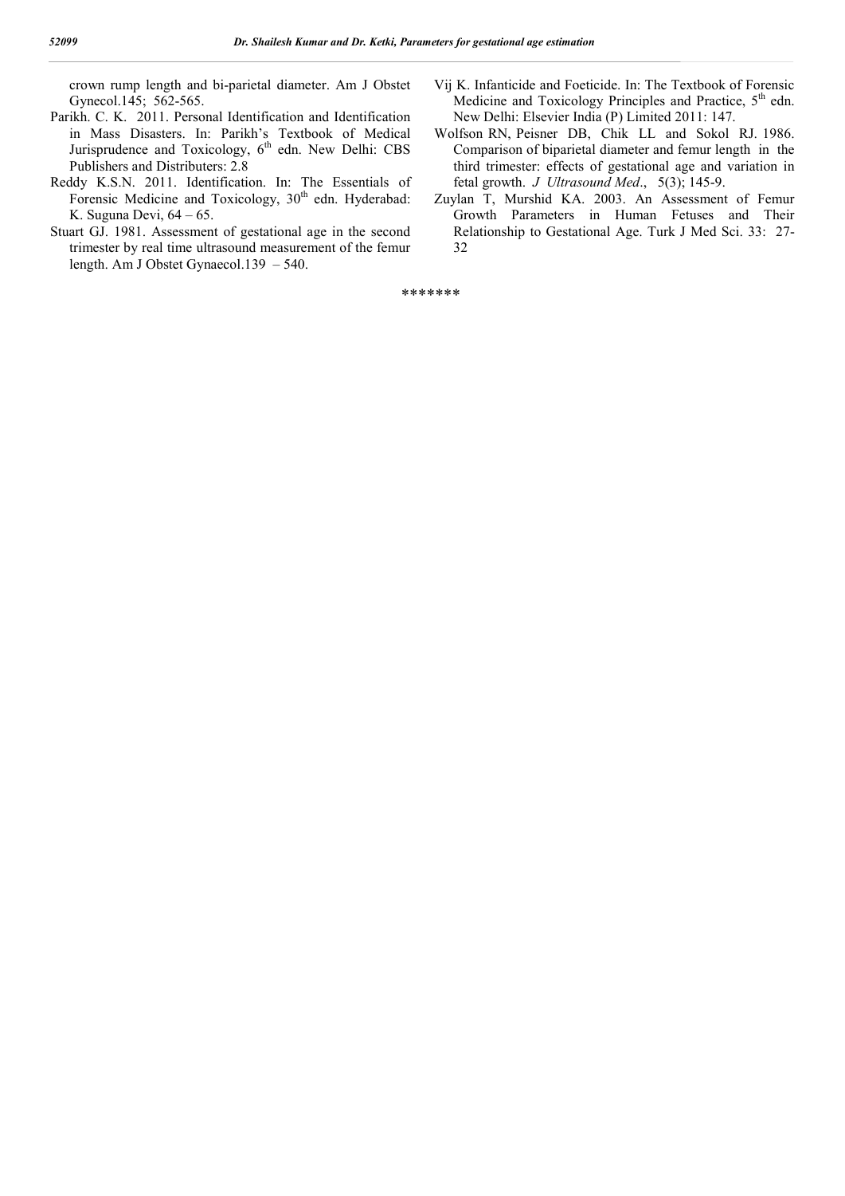crown rump length and bi-parietal diameter. Am J Obstet Gynecol.145; 562-565.

Parikh. C. K. 2011. Personal Identification and Identification in Mass Disasters. In: Parikh's Textbook of Medical Jurisprudence and Toxicology, 6th edn. New Delhi: CBS Publishers and Distributers: 2.8

Reddy K.S.N. 2011. Identification. In: The Essentials of Forensic Medicine and Toxicology, 30th edn. Hyderabad: K. Suguna Devi, 64 – 65.

Stuart GJ. 1981. Assessment of gestational age in the second trimester by real time ultrasound measurement of the femur length. Am J Obstet Gynaecol.139 – 540.

Vij K. Infanticide and Foeticide. In: The Textbook of Forensic Medicine and Toxicology Principles and Practice, 5th edn. New Delhi: Elsevier India (P) Limited 2011: 147.

Wolfson RN, Peisner DB, Chik LL and Sokol RJ. 1986. Comparison of biparietal diameter and femur length in the third trimester: effects of gestational age and variation in fetal growth. *J Ultrasound Med*., 5(3); 145-9.

Zuylan T, Murshid KA. 2003. An Assessment of Femur Growth Parameters in Human Fetuses and Their Relationship to Gestational Age. Turk J Med Sci. 33: 27-32

*******